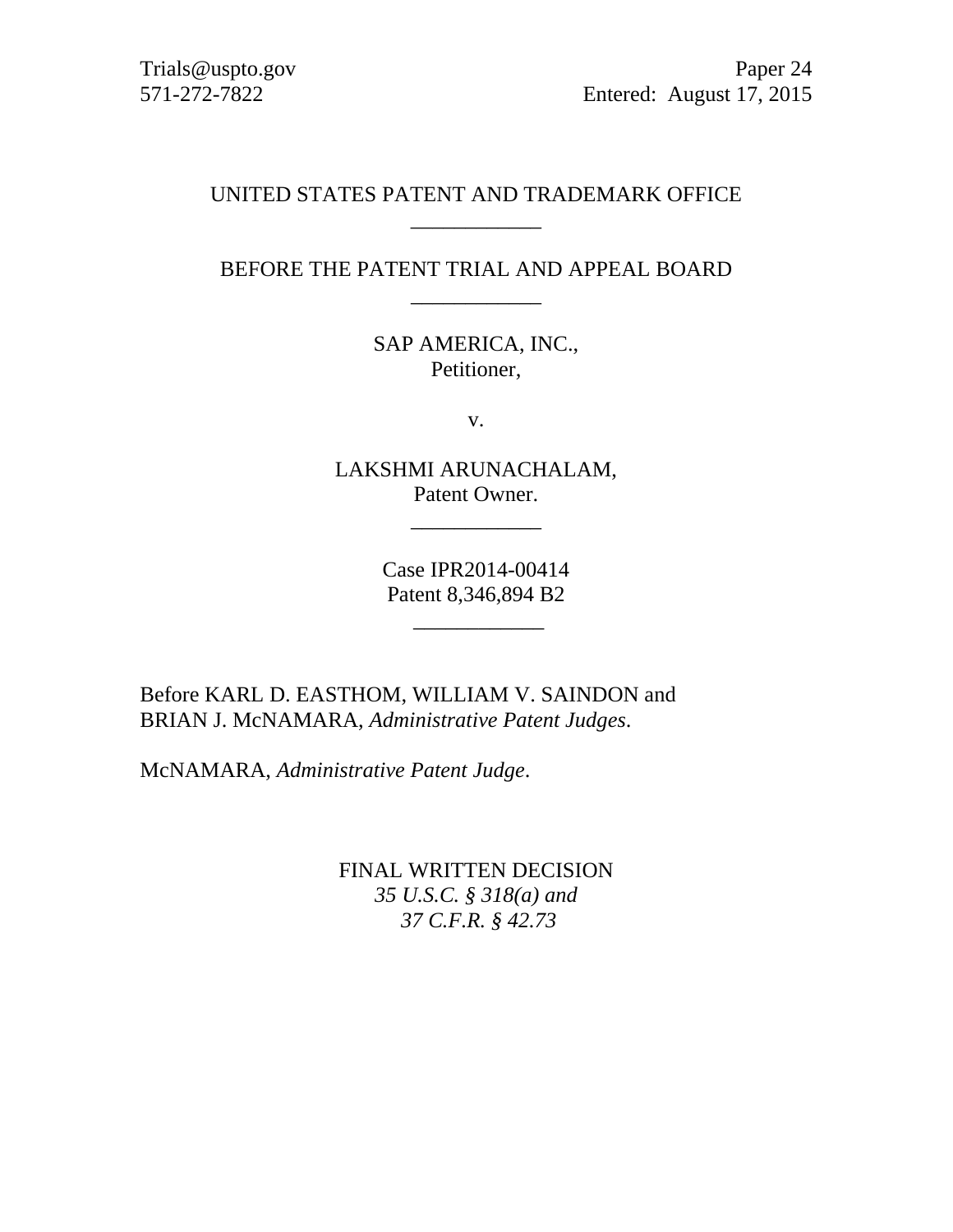Trials@uspto.gov
571-272-7822

Paper 24
Entered: August 17, 2015

UNITED STATES PATENT AND TRADEMARK OFFICE

---

BEFORE THE PATENT TRIAL AND APPEAL BOARD

---

SAP AMERICA, INC.,
Petitioner,

v.

LAKSHMI ARUNACHALAM,
Patent Owner.

---

Case IPR2014-00414
Patent 8,346,894 B2

---

Before KARL D. EASTHOM, WILLIAM V. SAINDON and BRIAN J. McNAMARA, *Administrative Patent Judges*.

McNAMARA, *Administrative Patent Judge*.

FINAL WRITTEN DECISION
*35 U.S.C. § 318(a) and*
*37 C.F.R. § 42.73*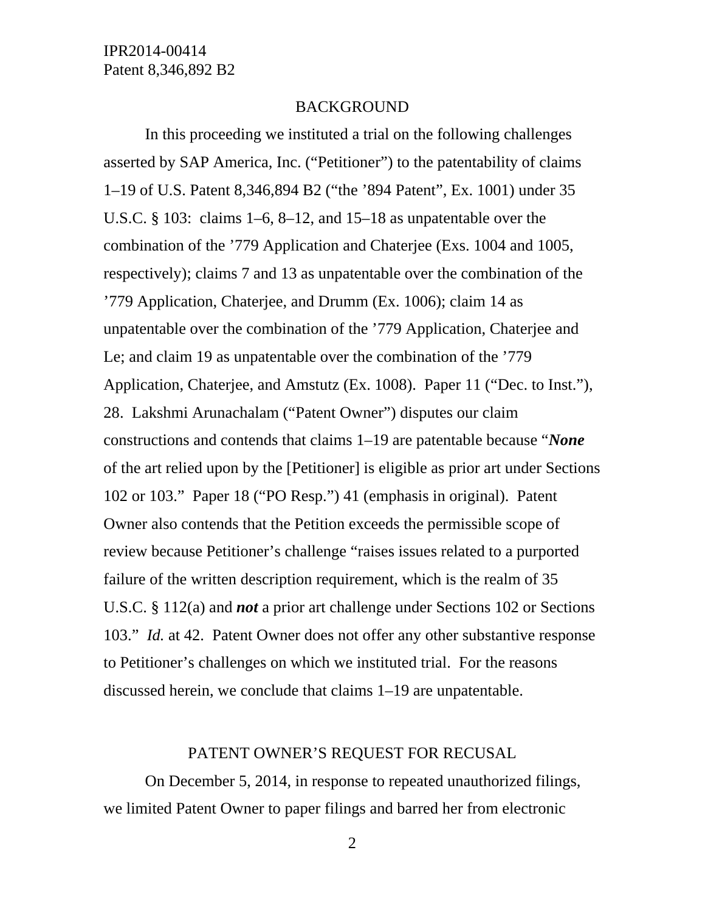## BACKGROUND

In this proceeding we instituted a trial on the following challenges asserted by SAP America, Inc. ("Petitioner") to the patentability of claims 1–19 of U.S. Patent 8,346,894 B2 ("the '894 Patent", Ex. 1001) under 35 U.S.C. § 103: claims 1–6, 8–12, and 15–18 as unpatentable over the combination of the '779 Application and Chaterjee (Exs. 1004 and 1005, respectively); claims 7 and 13 as unpatentable over the combination of the '779 Application, Chaterjee, and Drumm (Ex. 1006); claim 14 as unpatentable over the combination of the '779 Application, Chaterjee and Le; and claim 19 as unpatentable over the combination of the '779 Application, Chaterjee, and Amstutz (Ex. 1008). Paper 11 ("Dec. to Inst."), 28. Lakshmi Arunachalam ("Patent Owner") disputes our claim constructions and contends that claims 1–19 are patentable because "***None*** of the art relied upon by the [Petitioner] is eligible as prior art under Sections 102 or 103." Paper 18 ("PO Resp.") 41 (emphasis in original). Patent Owner also contends that the Petition exceeds the permissible scope of review because Petitioner's challenge "raises issues related to a purported failure of the written description requirement, which is the realm of 35 U.S.C. § 112(a) and ***not*** a prior art challenge under Sections 102 or Sections 103." *Id.* at 42. Patent Owner does not offer any other substantive response to Petitioner's challenges on which we instituted trial. For the reasons discussed herein, we conclude that claims 1–19 are unpatentable.

## PATENT OWNER'S REQUEST FOR RECUSAL

On December 5, 2014, in response to repeated unauthorized filings, we limited Patent Owner to paper filings and barred her from electronic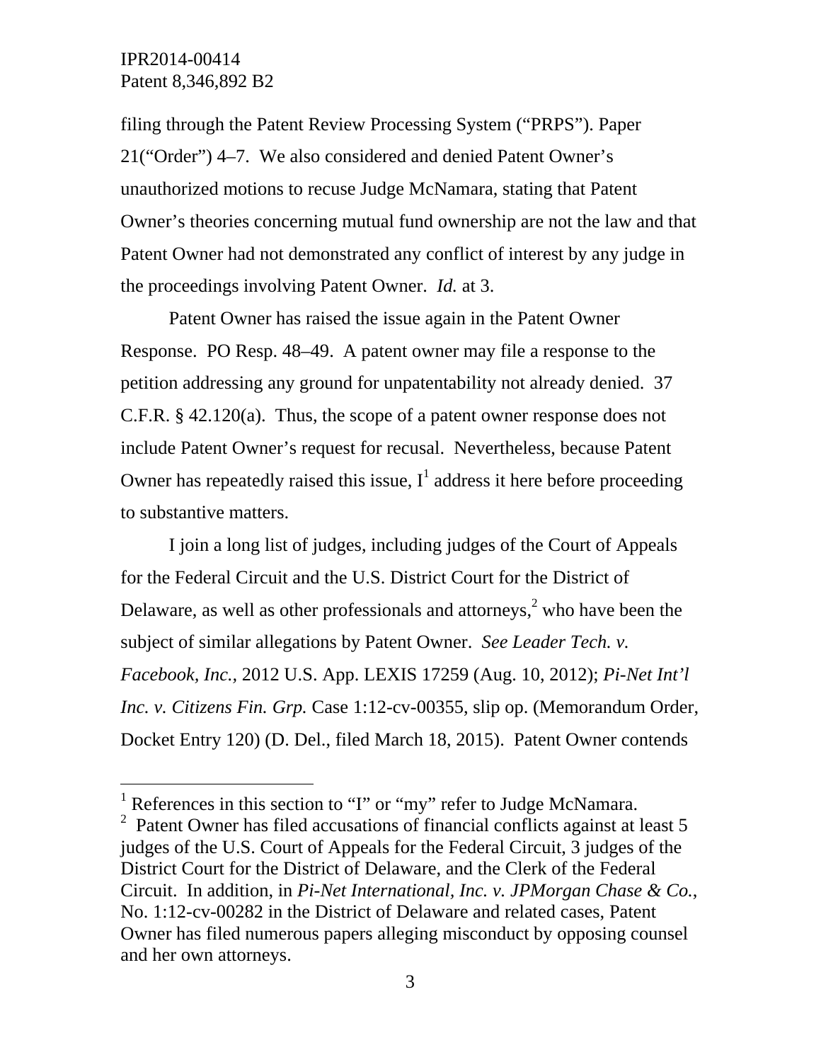filing through the Patent Review Processing System ("PRPS"). Paper 21("Order") 4–7. We also considered and denied Patent Owner's unauthorized motions to recuse Judge McNamara, stating that Patent Owner's theories concerning mutual fund ownership are not the law and that Patent Owner had not demonstrated any conflict of interest by any judge in the proceedings involving Patent Owner. *Id.* at 3.

Patent Owner has raised the issue again in the Patent Owner Response. PO Resp. 48–49. A patent owner may file a response to the petition addressing any ground for unpatentability not already denied. 37 C.F.R. § 42.120(a). Thus, the scope of a patent owner response does not include Patent Owner's request for recusal. Nevertheless, because Patent Owner has repeatedly raised this issue, I[1] address it here before proceeding to substantive matters.

I join a long list of judges, including judges of the Court of Appeals for the Federal Circuit and the U.S. District Court for the District of Delaware, as well as other professionals and attorneys,[2] who have been the subject of similar allegations by Patent Owner. *See Leader Tech. v. Facebook, Inc.*, 2012 U.S. App. LEXIS 17259 (Aug. 10, 2012); *Pi-Net Int'l Inc. v. Citizens Fin. Grp.* Case 1:12-cv-00355, slip op. (Memorandum Order, Docket Entry 120) (D. Del., filed March 18, 2015). Patent Owner contends

---

[1] References in this section to "I" or "my" refer to Judge McNamara.

[2] Patent Owner has filed accusations of financial conflicts against at least 5 judges of the U.S. Court of Appeals for the Federal Circuit, 3 judges of the District Court for the District of Delaware, and the Clerk of the Federal Circuit. In addition, in *Pi-Net International, Inc. v. JPMorgan Chase & Co.*, No. 1:12-cv-00282 in the District of Delaware and related cases, Patent Owner has filed numerous papers alleging misconduct by opposing counsel and her own attorneys.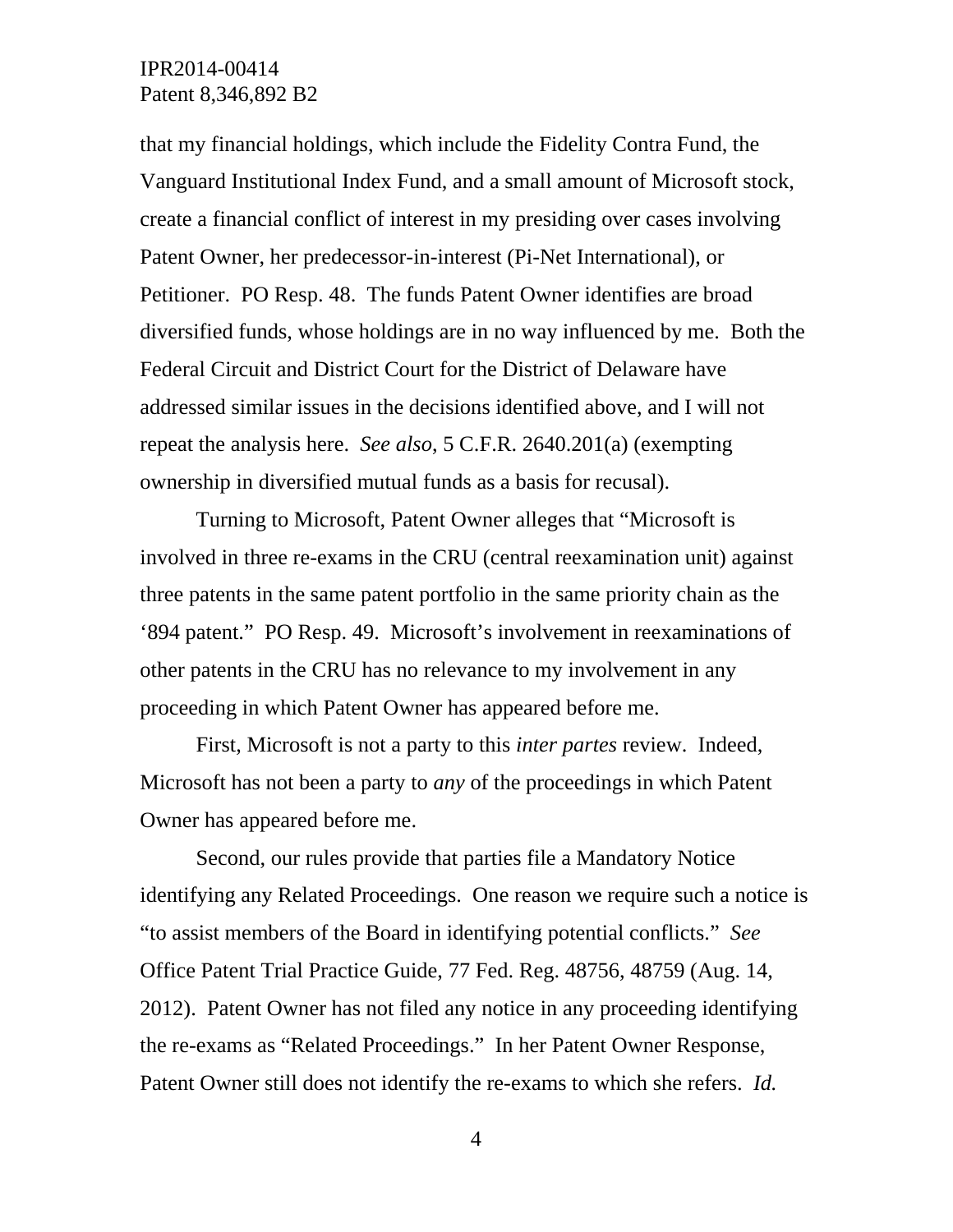that my financial holdings, which include the Fidelity Contra Fund, the Vanguard Institutional Index Fund, and a small amount of Microsoft stock, create a financial conflict of interest in my presiding over cases involving Patent Owner, her predecessor-in-interest (Pi-Net International), or Petitioner. PO Resp. 48. The funds Patent Owner identifies are broad diversified funds, whose holdings are in no way influenced by me. Both the Federal Circuit and District Court for the District of Delaware have addressed similar issues in the decisions identified above, and I will not repeat the analysis here. *See also*, 5 C.F.R. 2640.201(a) (exempting ownership in diversified mutual funds as a basis for recusal).

Turning to Microsoft, Patent Owner alleges that "Microsoft is involved in three re-exams in the CRU (central reexamination unit) against three patents in the same patent portfolio in the same priority chain as the '894 patent." PO Resp. 49. Microsoft's involvement in reexaminations of other patents in the CRU has no relevance to my involvement in any proceeding in which Patent Owner has appeared before me.

First, Microsoft is not a party to this *inter partes* review. Indeed, Microsoft has not been a party to *any* of the proceedings in which Patent Owner has appeared before me.

Second, our rules provide that parties file a Mandatory Notice identifying any Related Proceedings. One reason we require such a notice is "to assist members of the Board in identifying potential conflicts." *See* Office Patent Trial Practice Guide, 77 Fed. Reg. 48756, 48759 (Aug. 14, 2012). Patent Owner has not filed any notice in any proceeding identifying the re-exams as "Related Proceedings." In her Patent Owner Response, Patent Owner still does not identify the re-exams to which she refers. *Id.*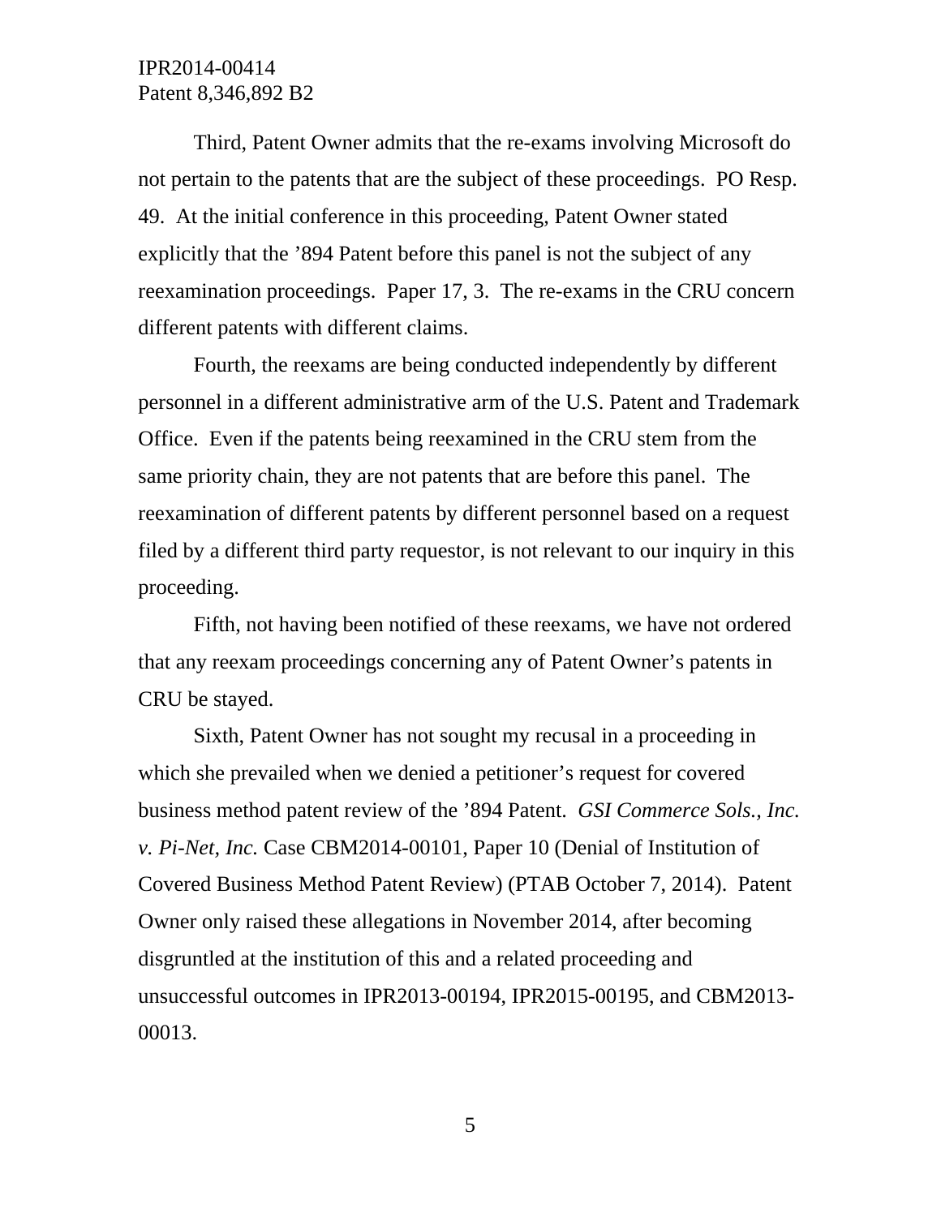Third, Patent Owner admits that the re-exams involving Microsoft do not pertain to the patents that are the subject of these proceedings. PO Resp. 49. At the initial conference in this proceeding, Patent Owner stated explicitly that the '894 Patent before this panel is not the subject of any reexamination proceedings. Paper 17, 3. The re-exams in the CRU concern different patents with different claims.

Fourth, the reexams are being conducted independently by different personnel in a different administrative arm of the U.S. Patent and Trademark Office. Even if the patents being reexamined in the CRU stem from the same priority chain, they are not patents that are before this panel. The reexamination of different patents by different personnel based on a request filed by a different third party requestor, is not relevant to our inquiry in this proceeding.

Fifth, not having been notified of these reexams, we have not ordered that any reexam proceedings concerning any of Patent Owner's patents in CRU be stayed.

Sixth, Patent Owner has not sought my recusal in a proceeding in which she prevailed when we denied a petitioner's request for covered business method patent review of the '894 Patent. *GSI Commerce Sols., Inc. v. Pi-Net, Inc.* Case CBM2014-00101, Paper 10 (Denial of Institution of Covered Business Method Patent Review) (PTAB October 7, 2014). Patent Owner only raised these allegations in November 2014, after becoming disgruntled at the institution of this and a related proceeding and unsuccessful outcomes in IPR2013-00194, IPR2015-00195, and CBM2013-00013.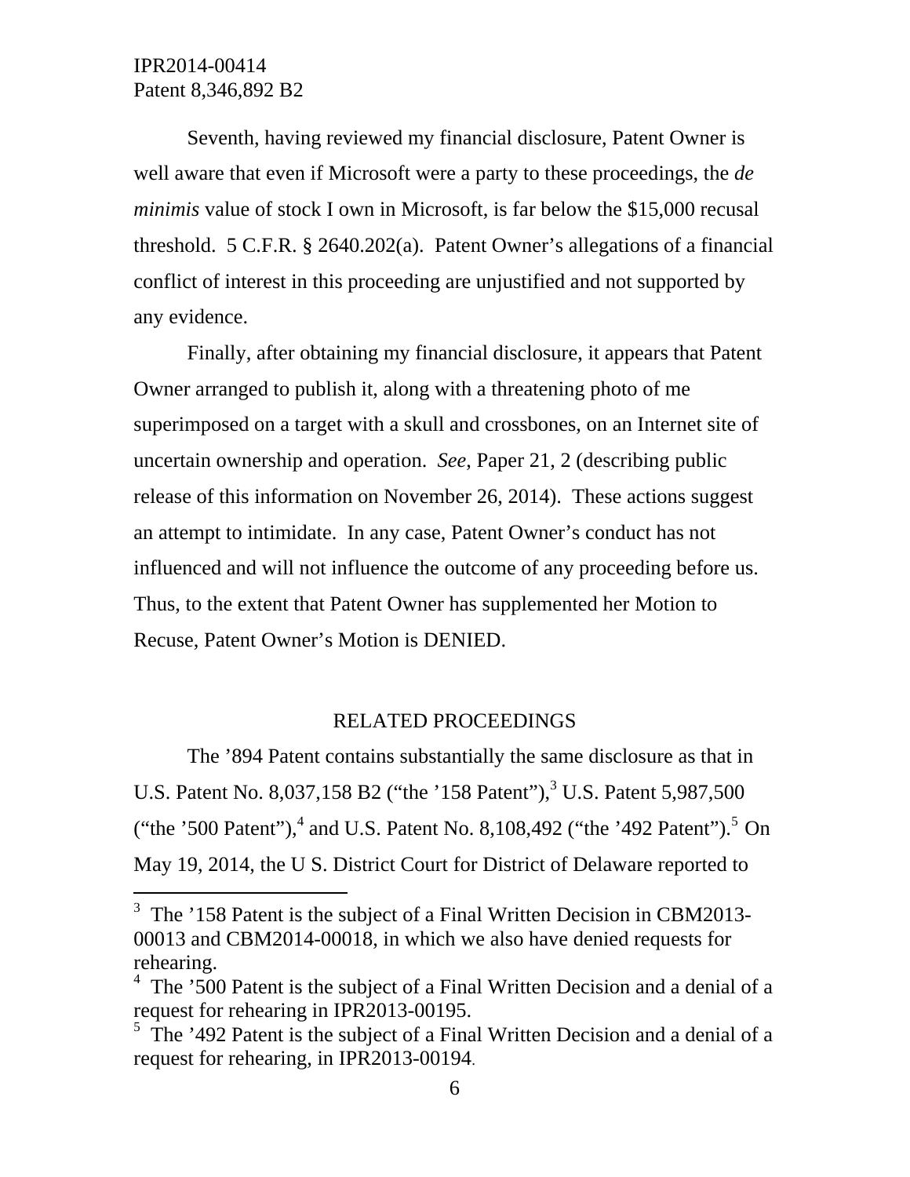Seventh, having reviewed my financial disclosure, Patent Owner is well aware that even if Microsoft were a party to these proceedings, the *de minimis* value of stock I own in Microsoft, is far below the $15,000 recusal threshold. 5 C.F.R. § 2640.202(a). Patent Owner's allegations of a financial conflict of interest in this proceeding are unjustified and not supported by any evidence.

Finally, after obtaining my financial disclosure, it appears that Patent Owner arranged to publish it, along with a threatening photo of me superimposed on a target with a skull and crossbones, on an Internet site of uncertain ownership and operation. *See*, Paper 21, 2 (describing public release of this information on November 26, 2014). These actions suggest an attempt to intimidate. In any case, Patent Owner's conduct has not influenced and will not influence the outcome of any proceeding before us. Thus, to the extent that Patent Owner has supplemented her Motion to Recuse, Patent Owner's Motion is DENIED.

## RELATED PROCEEDINGS

The '894 Patent contains substantially the same disclosure as that in U.S. Patent No. 8,037,158 B2 ("the '158 Patent"),[3] U.S. Patent 5,987,500 ("the '500 Patent"),[4] and U.S. Patent No. 8,108,492 ("the '492 Patent").[5] On May 19, 2014, the U S. District Court for District of Delaware reported to

---

[3] The '158 Patent is the subject of a Final Written Decision in CBM2013-00013 and CBM2014-00018, in which we also have denied requests for rehearing.

[4] The '500 Patent is the subject of a Final Written Decision and a denial of a request for rehearing in IPR2013-00195.

[5] The '492 Patent is the subject of a Final Written Decision and a denial of a request for rehearing, in IPR2013-00194.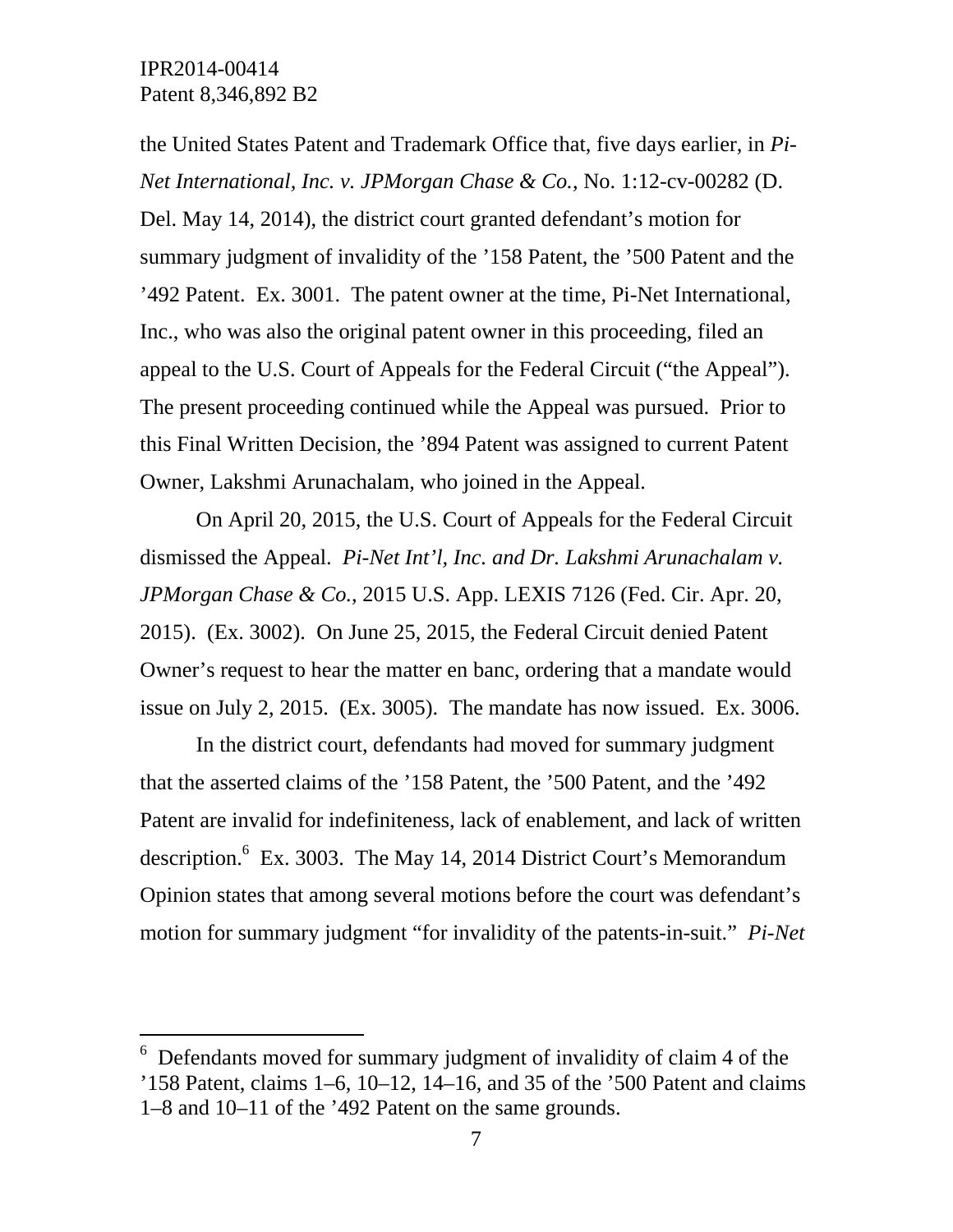the United States Patent and Trademark Office that, five days earlier, in *Pi-Net International, Inc. v. JPMorgan Chase & Co.*, No. 1:12-cv-00282 (D. Del. May 14, 2014), the district court granted defendant's motion for summary judgment of invalidity of the '158 Patent, the '500 Patent and the '492 Patent. Ex. 3001. The patent owner at the time, Pi-Net International, Inc., who was also the original patent owner in this proceeding, filed an appeal to the U.S. Court of Appeals for the Federal Circuit ("the Appeal"). The present proceeding continued while the Appeal was pursued. Prior to this Final Written Decision, the '894 Patent was assigned to current Patent Owner, Lakshmi Arunachalam, who joined in the Appeal.

On April 20, 2015, the U.S. Court of Appeals for the Federal Circuit dismissed the Appeal. *Pi-Net Int'l, Inc. and Dr. Lakshmi Arunachalam v. JPMorgan Chase & Co.*, 2015 U.S. App. LEXIS 7126 (Fed. Cir. Apr. 20, 2015). (Ex. 3002). On June 25, 2015, the Federal Circuit denied Patent Owner's request to hear the matter en banc, ordering that a mandate would issue on July 2, 2015. (Ex. 3005). The mandate has now issued. Ex. 3006.

In the district court, defendants had moved for summary judgment that the asserted claims of the '158 Patent, the '500 Patent, and the '492 Patent are invalid for indefiniteness, lack of enablement, and lack of written description.[6] Ex. 3003. The May 14, 2014 District Court's Memorandum Opinion states that among several motions before the court was defendant's motion for summary judgment "for invalidity of the patents-in-suit." *Pi-Net*

---

[6] Defendants moved for summary judgment of invalidity of claim 4 of the '158 Patent, claims 1–6, 10–12, 14–16, and 35 of the '500 Patent and claims 1–8 and 10–11 of the '492 Patent on the same grounds.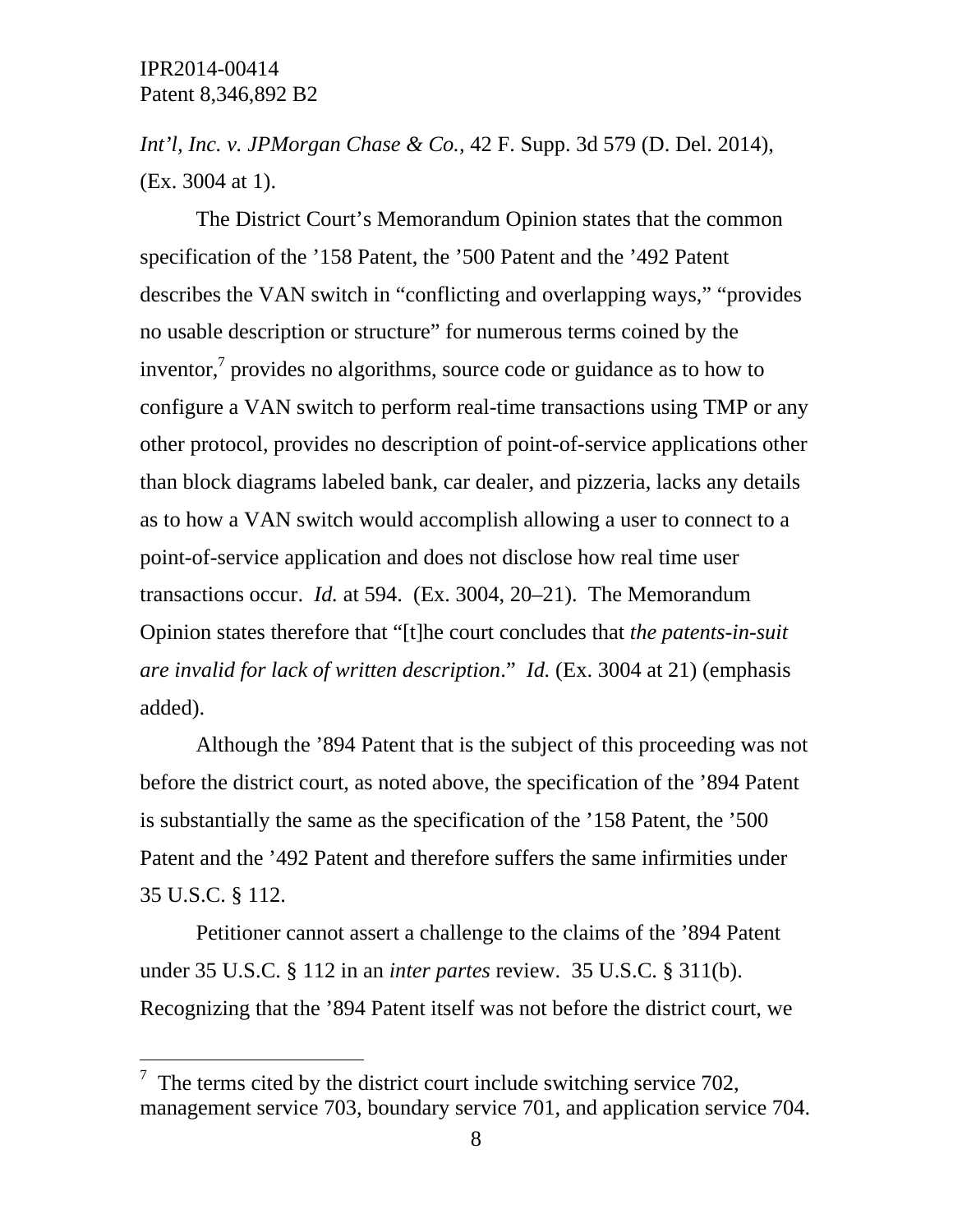*Int'l, Inc. v. JPMorgan Chase & Co.*, 42 F. Supp. 3d 579 (D. Del. 2014), (Ex. 3004 at 1).

The District Court's Memorandum Opinion states that the common specification of the '158 Patent, the '500 Patent and the '492 Patent describes the VAN switch in "conflicting and overlapping ways," "provides no usable description or structure" for numerous terms coined by the inventor,[7] provides no algorithms, source code or guidance as to how to configure a VAN switch to perform real-time transactions using TMP or any other protocol, provides no description of point-of-service applications other than block diagrams labeled bank, car dealer, and pizzeria, lacks any details as to how a VAN switch would accomplish allowing a user to connect to a point-of-service application and does not disclose how real time user transactions occur. *Id.* at 594. (Ex. 3004, 20–21). The Memorandum Opinion states therefore that "[t]he court concludes that *the patents-in-suit are invalid for lack of written description*." *Id.* (Ex. 3004 at 21) (emphasis added).

Although the '894 Patent that is the subject of this proceeding was not before the district court, as noted above, the specification of the '894 Patent is substantially the same as the specification of the '158 Patent, the '500 Patent and the '492 Patent and therefore suffers the same infirmities under 35 U.S.C. § 112.

Petitioner cannot assert a challenge to the claims of the '894 Patent under 35 U.S.C. § 112 in an *inter partes* review. 35 U.S.C. § 311(b). Recognizing that the '894 Patent itself was not before the district court, we

---

[7] The terms cited by the district court include switching service 702, management service 703, boundary service 701, and application service 704.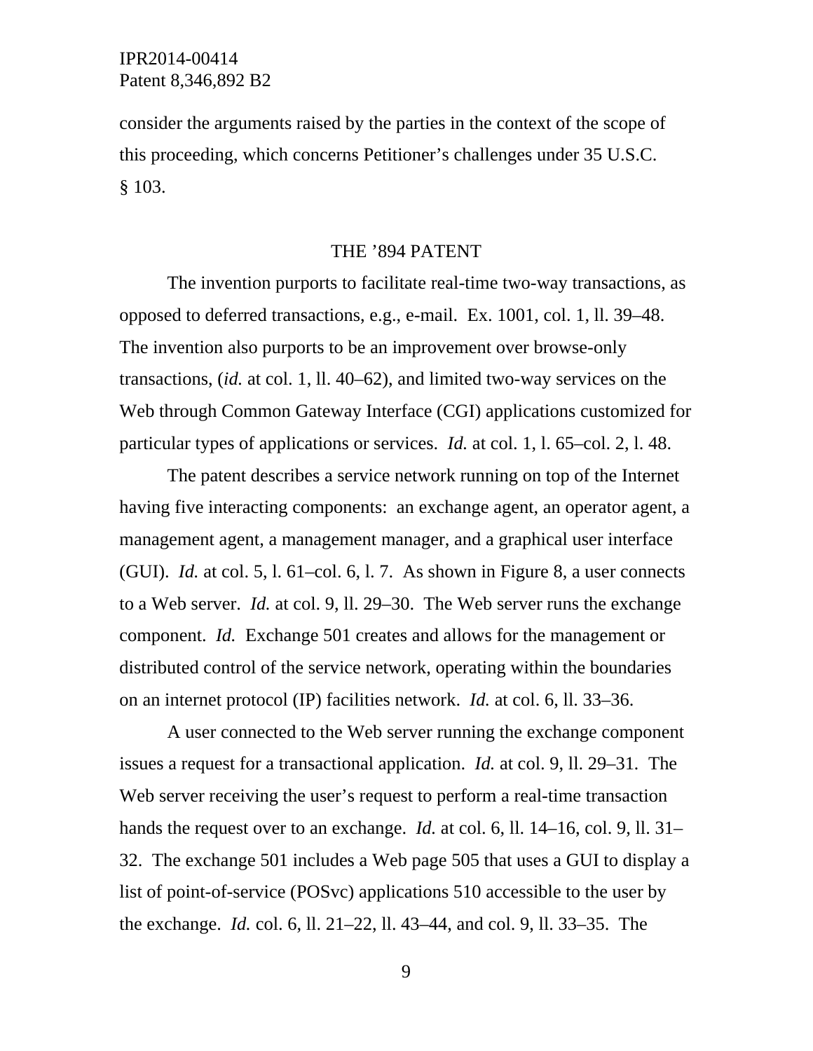consider the arguments raised by the parties in the context of the scope of this proceeding, which concerns Petitioner's challenges under 35 U.S.C. § 103.

## THE '894 PATENT

The invention purports to facilitate real-time two-way transactions, as opposed to deferred transactions, e.g., e-mail. Ex. 1001, col. 1, ll. 39–48. The invention also purports to be an improvement over browse-only transactions, (*id.* at col. 1, ll. 40–62), and limited two-way services on the Web through Common Gateway Interface (CGI) applications customized for particular types of applications or services. *Id.* at col. 1, l. 65–col. 2, l. 48.

The patent describes a service network running on top of the Internet having five interacting components: an exchange agent, an operator agent, a management agent, a management manager, and a graphical user interface (GUI). *Id.* at col. 5, l. 61–col. 6, l. 7. As shown in Figure 8, a user connects to a Web server. *Id.* at col. 9, ll. 29–30. The Web server runs the exchange component. *Id.* Exchange 501 creates and allows for the management or distributed control of the service network, operating within the boundaries on an internet protocol (IP) facilities network. *Id.* at col. 6, ll. 33–36.

A user connected to the Web server running the exchange component issues a request for a transactional application. *Id.* at col. 9, ll. 29–31. The Web server receiving the user's request to perform a real-time transaction hands the request over to an exchange. *Id.* at col. 6, ll. 14–16, col. 9, ll. 31–32. The exchange 501 includes a Web page 505 that uses a GUI to display a list of point-of-service (POSvc) applications 510 accessible to the user by the exchange. *Id.* col. 6, ll. 21–22, ll. 43–44, and col. 9, ll. 33–35. The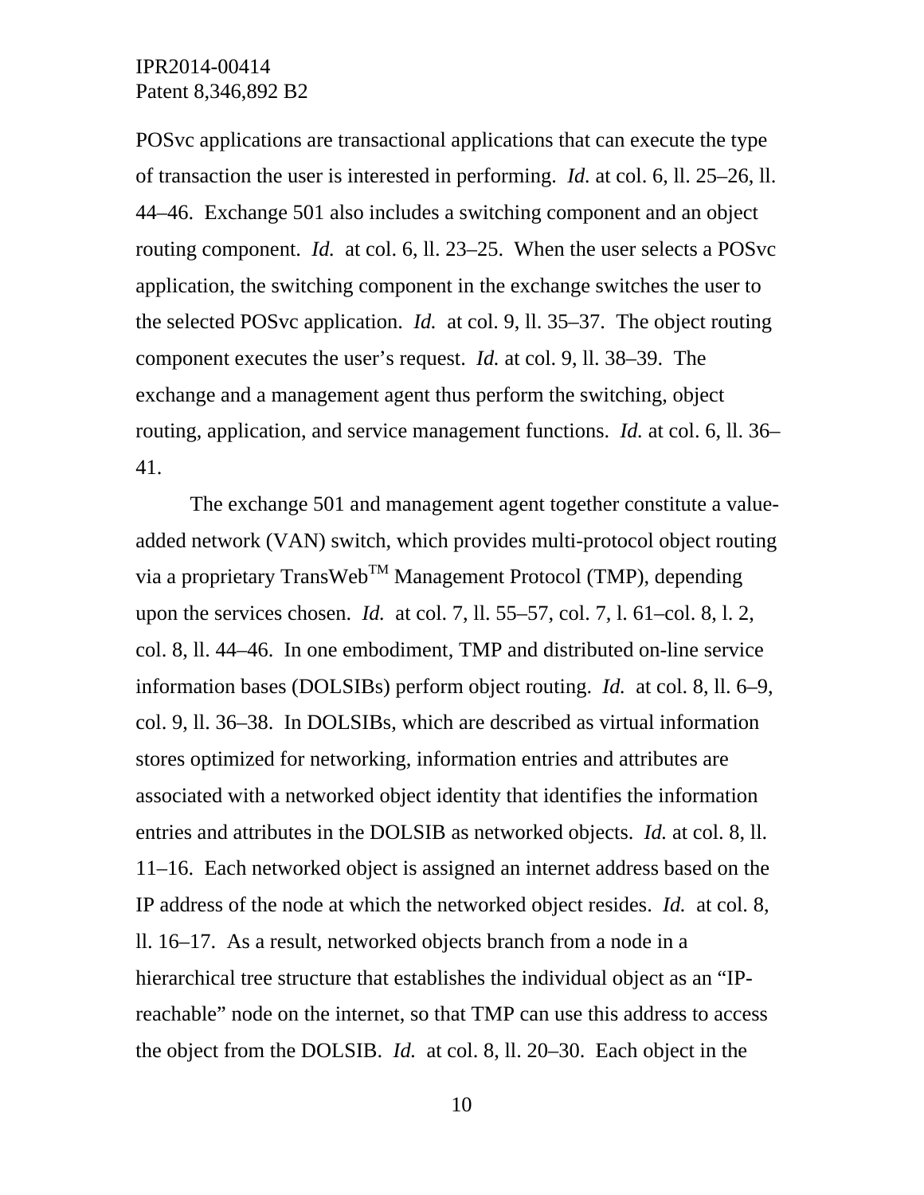POSvc applications are transactional applications that can execute the type of transaction the user is interested in performing. *Id.* at col. 6, ll. 25–26, ll. 44–46. Exchange 501 also includes a switching component and an object routing component. *Id.* at col. 6, ll. 23–25. When the user selects a POSvc application, the switching component in the exchange switches the user to the selected POSvc application. *Id.* at col. 9, ll. 35–37. The object routing component executes the user's request. *Id.* at col. 9, ll. 38–39. The exchange and a management agent thus perform the switching, object routing, application, and service management functions. *Id.* at col. 6, ll. 36–41.

The exchange 501 and management agent together constitute a value-added network (VAN) switch, which provides multi-protocol object routing via a proprietary TransWeb™ Management Protocol (TMP), depending upon the services chosen. *Id.* at col. 7, ll. 55–57, col. 7, l. 61–col. 8, l. 2, col. 8, ll. 44–46. In one embodiment, TMP and distributed on-line service information bases (DOLSIBs) perform object routing. *Id.* at col. 8, ll. 6–9, col. 9, ll. 36–38. In DOLSIBs, which are described as virtual information stores optimized for networking, information entries and attributes are associated with a networked object identity that identifies the information entries and attributes in the DOLSIB as networked objects. *Id.* at col. 8, ll. 11–16. Each networked object is assigned an internet address based on the IP address of the node at which the networked object resides. *Id.* at col. 8, ll. 16–17. As a result, networked objects branch from a node in a hierarchical tree structure that establishes the individual object as an "IP-reachable" node on the internet, so that TMP can use this address to access the object from the DOLSIB. *Id.* at col. 8, ll. 20–30. Each object in the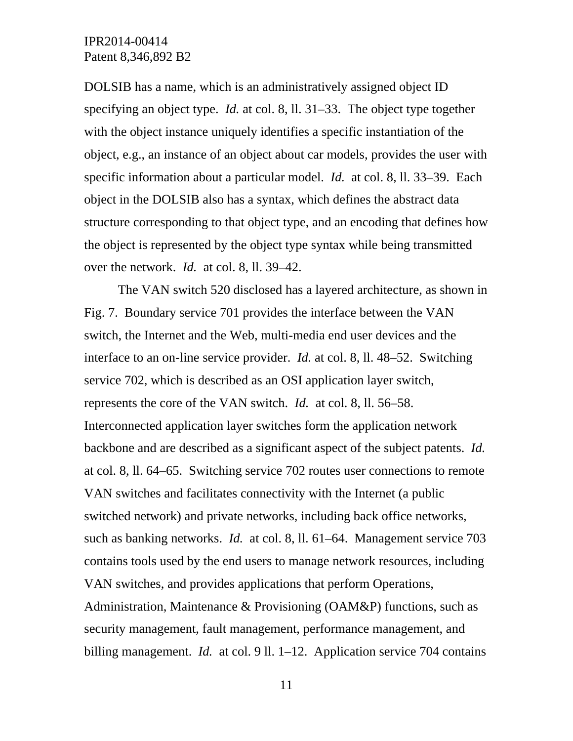DOLSIB has a name, which is an administratively assigned object ID specifying an object type. *Id.* at col. 8, ll. 31–33. The object type together with the object instance uniquely identifies a specific instantiation of the object, e.g., an instance of an object about car models, provides the user with specific information about a particular model. *Id.* at col. 8, ll. 33–39. Each object in the DOLSIB also has a syntax, which defines the abstract data structure corresponding to that object type, and an encoding that defines how the object is represented by the object type syntax while being transmitted over the network. *Id.* at col. 8, ll. 39–42.

The VAN switch 520 disclosed has a layered architecture, as shown in Fig. 7. Boundary service 701 provides the interface between the VAN switch, the Internet and the Web, multi-media end user devices and the interface to an on-line service provider. *Id.* at col. 8, ll. 48–52. Switching service 702, which is described as an OSI application layer switch, represents the core of the VAN switch. *Id.* at col. 8, ll. 56–58. Interconnected application layer switches form the application network backbone and are described as a significant aspect of the subject patents. *Id.* at col. 8, ll. 64–65. Switching service 702 routes user connections to remote VAN switches and facilitates connectivity with the Internet (a public switched network) and private networks, including back office networks, such as banking networks. *Id.* at col. 8, ll. 61–64. Management service 703 contains tools used by the end users to manage network resources, including VAN switches, and provides applications that perform Operations, Administration, Maintenance & Provisioning (OAM&P) functions, such as security management, fault management, performance management, and billing management. *Id.* at col. 9 ll. 1–12. Application service 704 contains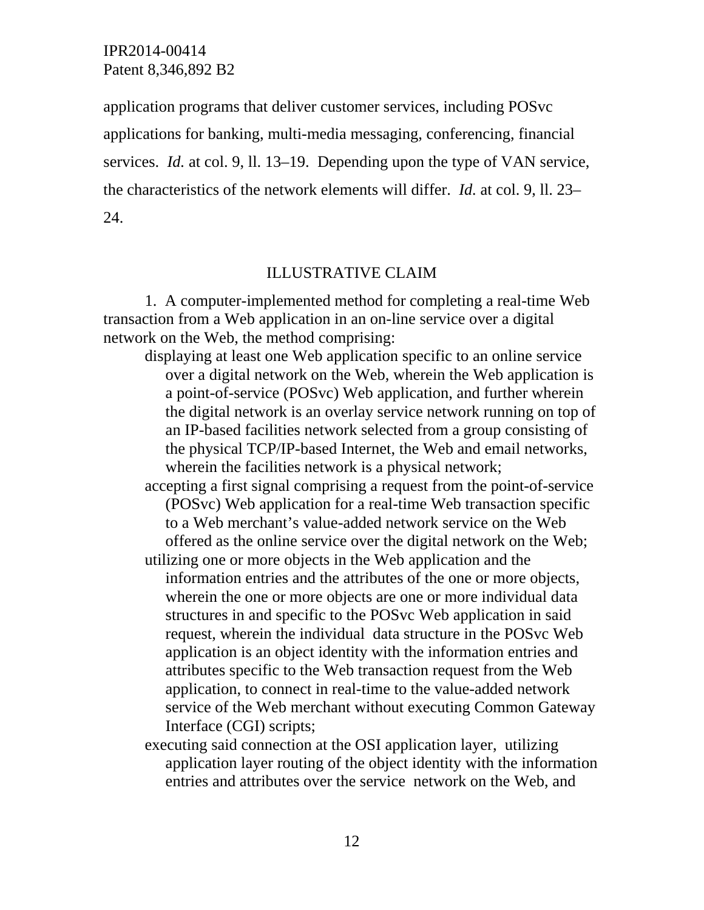application programs that deliver customer services, including POSvc applications for banking, multi-media messaging, conferencing, financial services. *Id.* at col. 9, ll. 13–19. Depending upon the type of VAN service, the characteristics of the network elements will differ. *Id.* at col. 9, ll. 23–24.

## ILLUSTRATIVE CLAIM

1. A computer-implemented method for completing a real-time Web transaction from a Web application in an on-line service over a digital network on the Web, the method comprising:

displaying at least one Web application specific to an online service over a digital network on the Web, wherein the Web application is a point-of-service (POSvc) Web application, and further wherein the digital network is an overlay service network running on top of an IP-based facilities network selected from a group consisting of the physical TCP/IP-based Internet, the Web and email networks, wherein the facilities network is a physical network;

accepting a first signal comprising a request from the point-of-service (POSvc) Web application for a real-time Web transaction specific to a Web merchant's value-added network service on the Web offered as the online service over the digital network on the Web;

utilizing one or more objects in the Web application and the information entries and the attributes of the one or more objects, wherein the one or more objects are one or more individual data structures in and specific to the POSvc Web application in said request, wherein the individual data structure in the POSvc Web application is an object identity with the information entries and attributes specific to the Web transaction request from the Web application, to connect in real-time to the value-added network service of the Web merchant without executing Common Gateway Interface (CGI) scripts;

executing said connection at the OSI application layer, utilizing application layer routing of the object identity with the information entries and attributes over the service network on the Web, and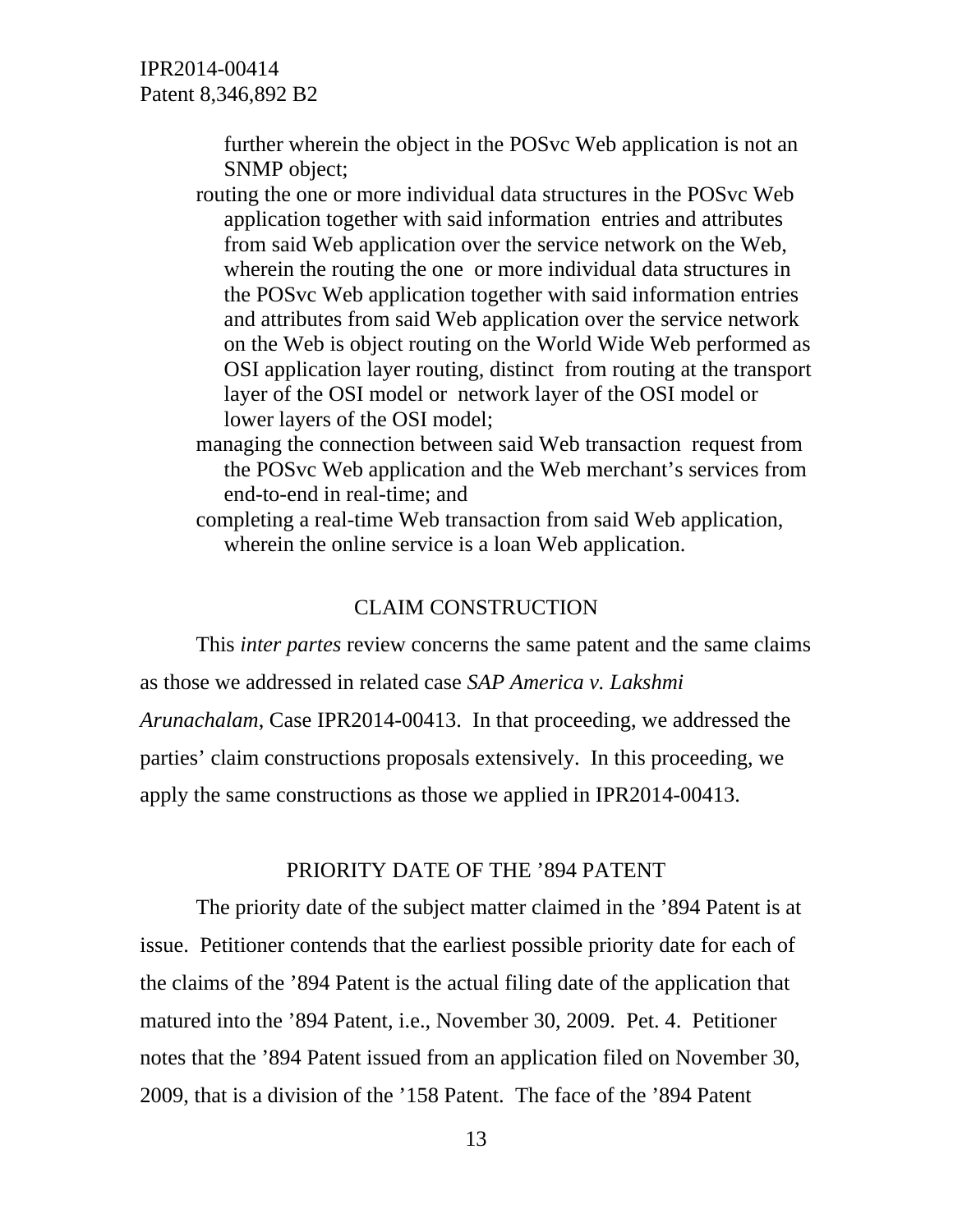further wherein the object in the POSvc Web application is not an SNMP object;

routing the one or more individual data structures in the POSvc Web application together with said information entries and attributes from said Web application over the service network on the Web, wherein the routing the one or more individual data structures in the POSvc Web application together with said information entries and attributes from said Web application over the service network on the Web is object routing on the World Wide Web performed as OSI application layer routing, distinct from routing at the transport layer of the OSI model or network layer of the OSI model or lower layers of the OSI model;

managing the connection between said Web transaction request from the POSvc Web application and the Web merchant's services from end-to-end in real-time; and

completing a real-time Web transaction from said Web application, wherein the online service is a loan Web application.

## CLAIM CONSTRUCTION

This *inter partes* review concerns the same patent and the same claims as those we addressed in related case *SAP America v. Lakshmi Arunachalam*, Case IPR2014-00413. In that proceeding, we addressed the parties' claim constructions proposals extensively. In this proceeding, we apply the same constructions as those we applied in IPR2014-00413.

## PRIORITY DATE OF THE '894 PATENT

The priority date of the subject matter claimed in the '894 Patent is at issue. Petitioner contends that the earliest possible priority date for each of the claims of the '894 Patent is the actual filing date of the application that matured into the '894 Patent, i.e., November 30, 2009. Pet. 4. Petitioner notes that the '894 Patent issued from an application filed on November 30, 2009, that is a division of the '158 Patent. The face of the '894 Patent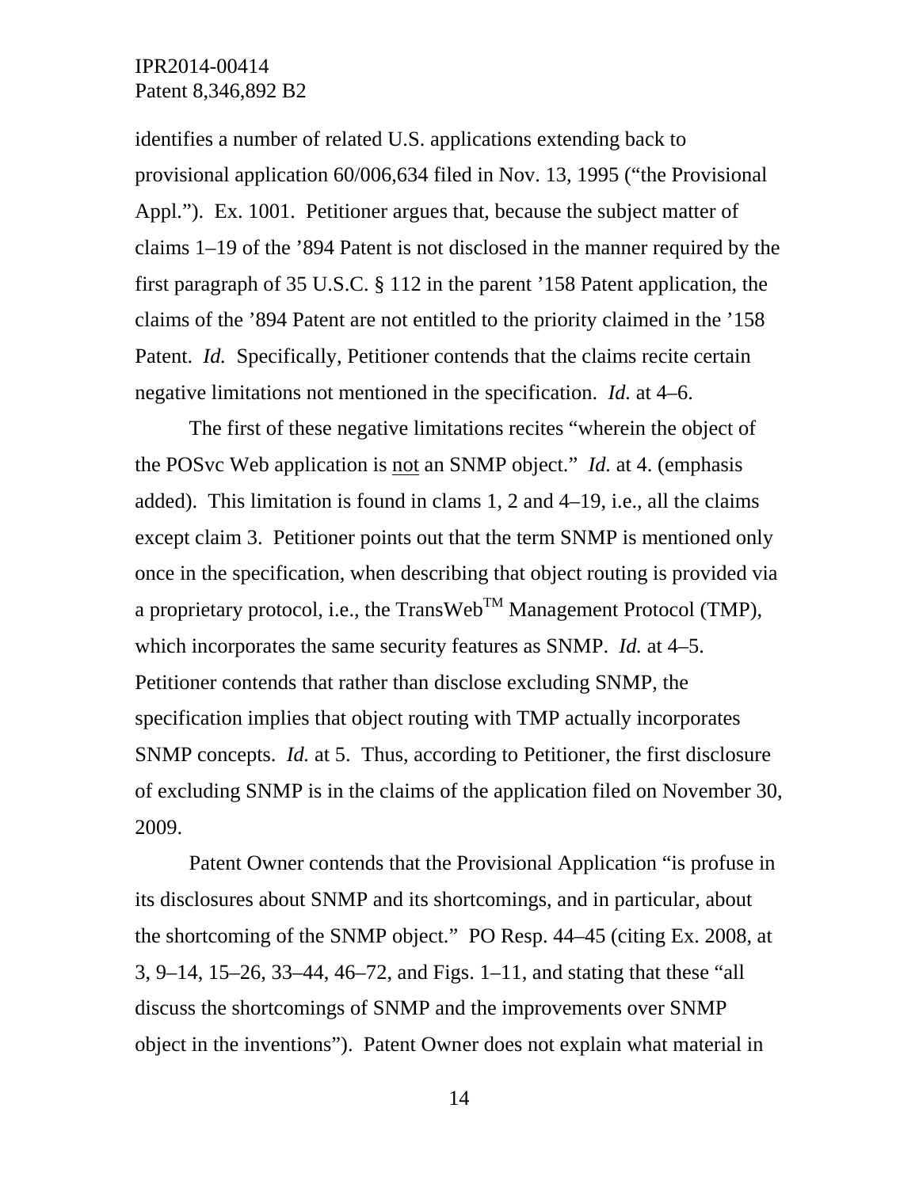identifies a number of related U.S. applications extending back to provisional application 60/006,634 filed in Nov. 13, 1995 ("the Provisional Appl."). Ex. 1001. Petitioner argues that, because the subject matter of claims 1–19 of the '894 Patent is not disclosed in the manner required by the first paragraph of 35 U.S.C. § 112 in the parent '158 Patent application, the claims of the '894 Patent are not entitled to the priority claimed in the '158 Patent. *Id.* Specifically, Petitioner contends that the claims recite certain negative limitations not mentioned in the specification. *Id.* at 4–6.

The first of these negative limitations recites "wherein the object of the POSvc Web application is <u>not</u> an SNMP object." *Id.* at 4. (emphasis added). This limitation is found in clams 1, 2 and 4–19, i.e., all the claims except claim 3. Petitioner points out that the term SNMP is mentioned only once in the specification, when describing that object routing is provided via a proprietary protocol, i.e., the TransWeb™ Management Protocol (TMP), which incorporates the same security features as SNMP. *Id.* at 4–5. Petitioner contends that rather than disclose excluding SNMP, the specification implies that object routing with TMP actually incorporates SNMP concepts. *Id.* at 5. Thus, according to Petitioner, the first disclosure of excluding SNMP is in the claims of the application filed on November 30, 2009.

Patent Owner contends that the Provisional Application "is profuse in its disclosures about SNMP and its shortcomings, and in particular, about the shortcoming of the SNMP object." PO Resp. 44–45 (citing Ex. 2008, at 3, 9–14, 15–26, 33–44, 46–72, and Figs. 1–11, and stating that these "all discuss the shortcomings of SNMP and the improvements over SNMP object in the inventions"). Patent Owner does not explain what material in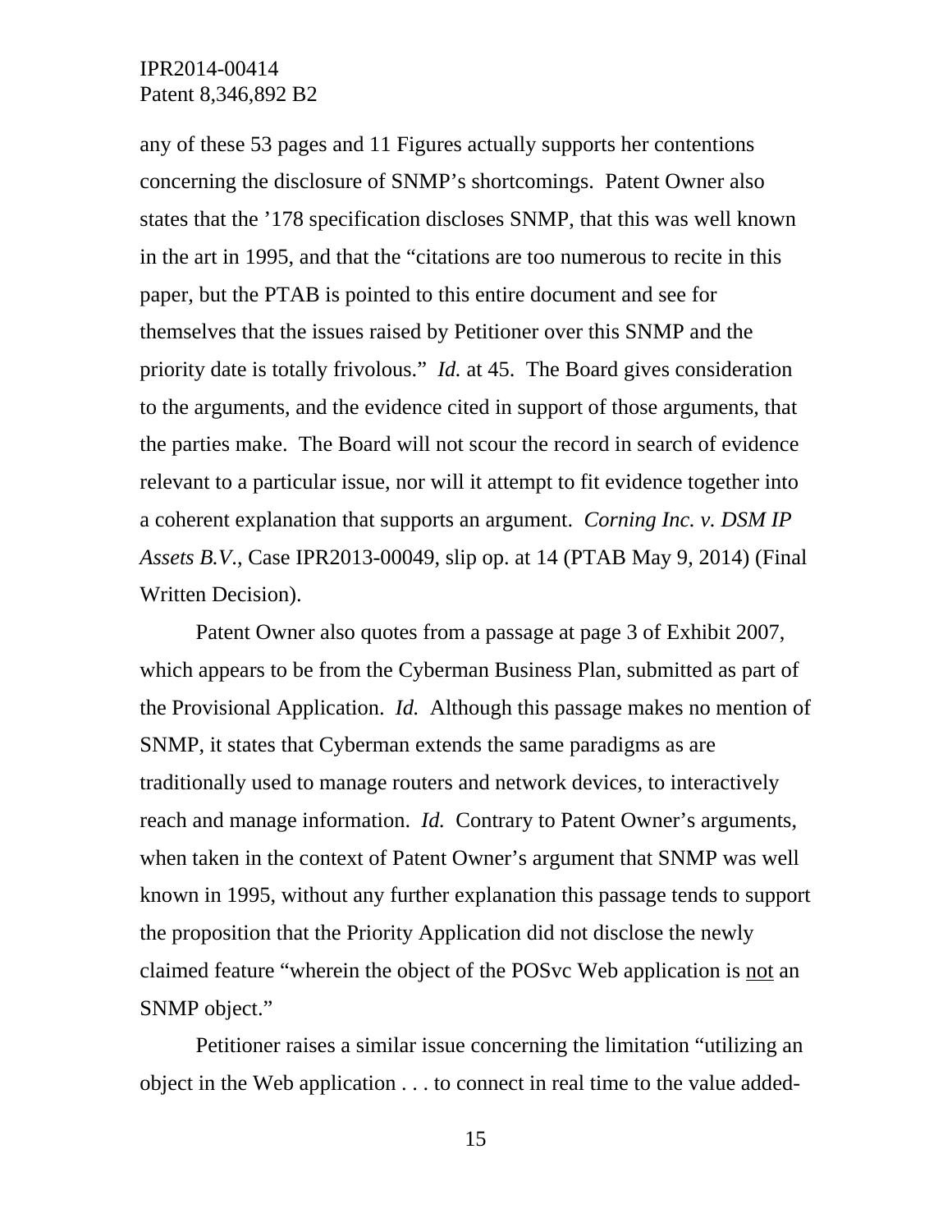any of these 53 pages and 11 Figures actually supports her contentions concerning the disclosure of SNMP's shortcomings. Patent Owner also states that the '178 specification discloses SNMP, that this was well known in the art in 1995, and that the "citations are too numerous to recite in this paper, but the PTAB is pointed to this entire document and see for themselves that the issues raised by Petitioner over this SNMP and the priority date is totally frivolous." *Id.* at 45. The Board gives consideration to the arguments, and the evidence cited in support of those arguments, that the parties make. The Board will not scour the record in search of evidence relevant to a particular issue, nor will it attempt to fit evidence together into a coherent explanation that supports an argument. *Corning Inc. v. DSM IP Assets B.V.*, Case IPR2013-00049, slip op. at 14 (PTAB May 9, 2014) (Final Written Decision).

Patent Owner also quotes from a passage at page 3 of Exhibit 2007, which appears to be from the Cyberman Business Plan, submitted as part of the Provisional Application. *Id.* Although this passage makes no mention of SNMP, it states that Cyberman extends the same paradigms as are traditionally used to manage routers and network devices, to interactively reach and manage information. *Id.* Contrary to Patent Owner's arguments, when taken in the context of Patent Owner's argument that SNMP was well known in 1995, without any further explanation this passage tends to support the proposition that the Priority Application did not disclose the newly claimed feature "wherein the object of the POSvc Web application is <u>not</u> an SNMP object."

Petitioner raises a similar issue concerning the limitation "utilizing an object in the Web application . . . to connect in real time to the value added-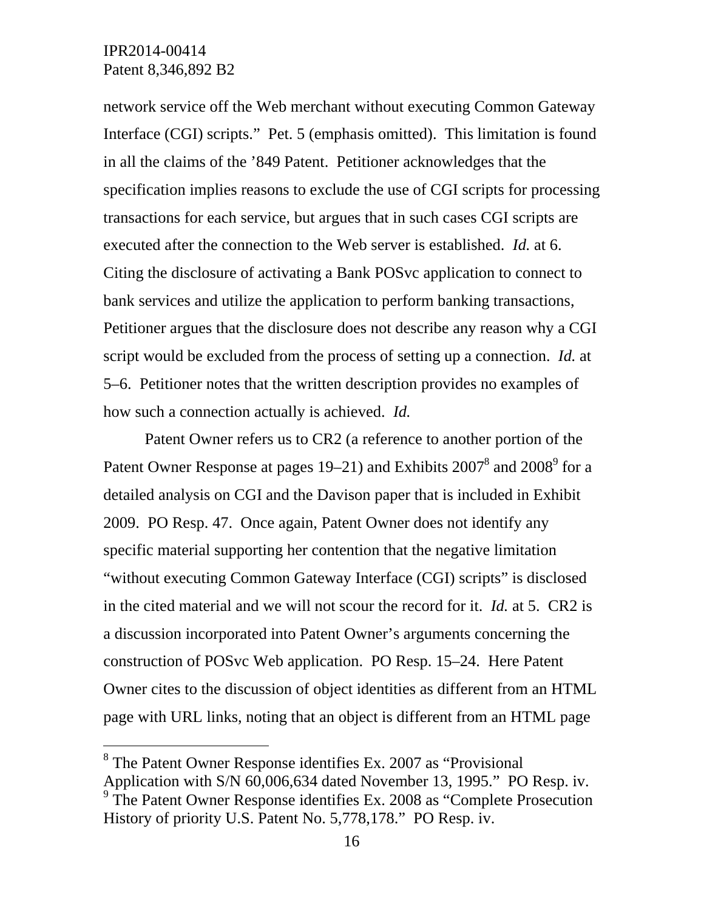network service off the Web merchant without executing Common Gateway Interface (CGI) scripts." Pet. 5 (emphasis omitted). This limitation is found in all the claims of the '849 Patent. Petitioner acknowledges that the specification implies reasons to exclude the use of CGI scripts for processing transactions for each service, but argues that in such cases CGI scripts are executed after the connection to the Web server is established. *Id.* at 6. Citing the disclosure of activating a Bank POSvc application to connect to bank services and utilize the application to perform banking transactions, Petitioner argues that the disclosure does not describe any reason why a CGI script would be excluded from the process of setting up a connection. *Id.* at 5–6. Petitioner notes that the written description provides no examples of how such a connection actually is achieved. *Id.*

Patent Owner refers us to CR2 (a reference to another portion of the Patent Owner Response at pages 19–21) and Exhibits 2007[8] and 2008[9] for a detailed analysis on CGI and the Davison paper that is included in Exhibit 2009. PO Resp. 47. Once again, Patent Owner does not identify any specific material supporting her contention that the negative limitation "without executing Common Gateway Interface (CGI) scripts" is disclosed in the cited material and we will not scour the record for it. *Id.* at 5. CR2 is a discussion incorporated into Patent Owner's arguments concerning the construction of POSvc Web application. PO Resp. 15–24. Here Patent Owner cites to the discussion of object identities as different from an HTML page with URL links, noting that an object is different from an HTML page

---

[8] The Patent Owner Response identifies Ex. 2007 as "Provisional Application with S/N 60,006,634 dated November 13, 1995." PO Resp. iv.

[9] The Patent Owner Response identifies Ex. 2008 as "Complete Prosecution History of priority U.S. Patent No. 5,778,178." PO Resp. iv.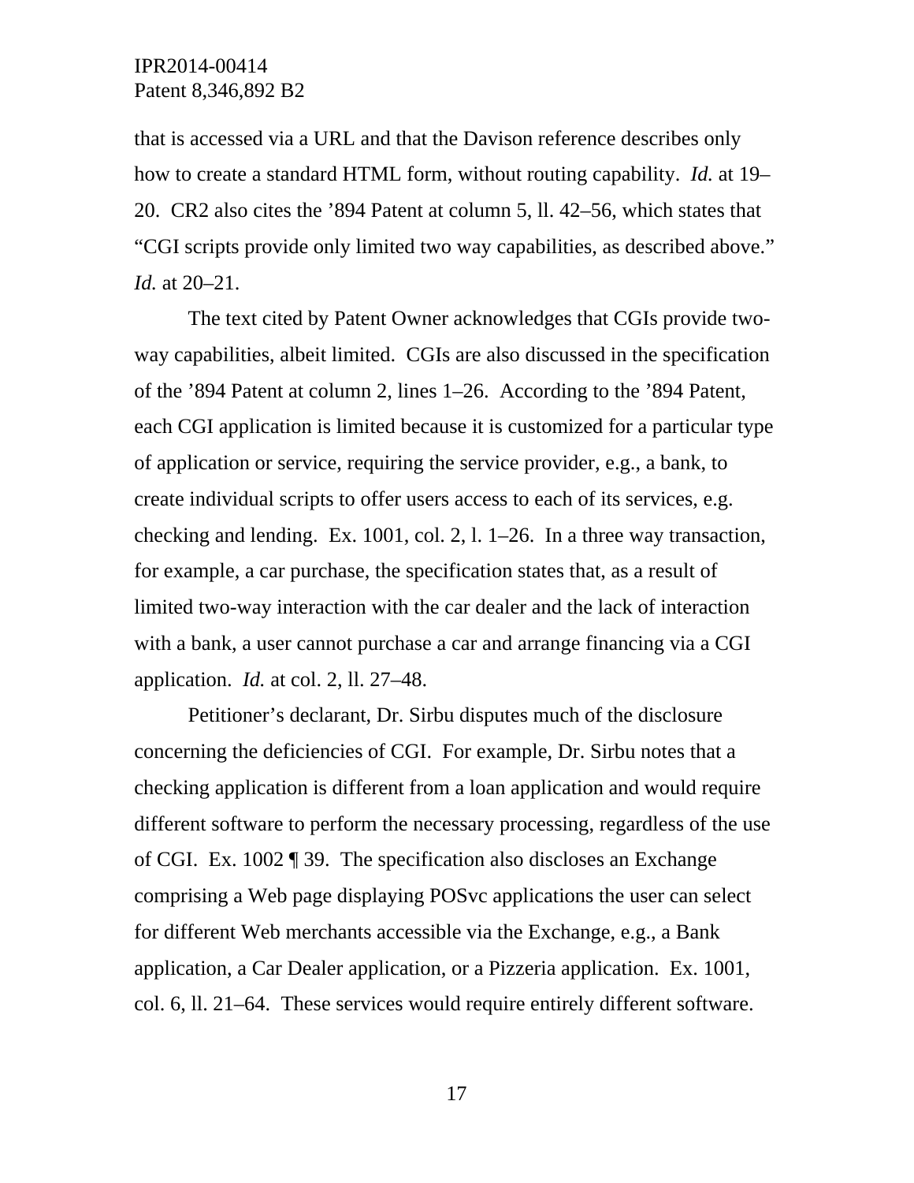that is accessed via a URL and that the Davison reference describes only how to create a standard HTML form, without routing capability. *Id.* at 19–20. CR2 also cites the '894 Patent at column 5, ll. 42–56, which states that "CGI scripts provide only limited two way capabilities, as described above." *Id.* at 20–21.

The text cited by Patent Owner acknowledges that CGIs provide two-way capabilities, albeit limited. CGIs are also discussed in the specification of the '894 Patent at column 2, lines 1–26. According to the '894 Patent, each CGI application is limited because it is customized for a particular type of application or service, requiring the service provider, e.g., a bank, to create individual scripts to offer users access to each of its services, e.g. checking and lending. Ex. 1001, col. 2, l. 1–26. In a three way transaction, for example, a car purchase, the specification states that, as a result of limited two-way interaction with the car dealer and the lack of interaction with a bank, a user cannot purchase a car and arrange financing via a CGI application. *Id.* at col. 2, ll. 27–48.

Petitioner's declarant, Dr. Sirbu disputes much of the disclosure concerning the deficiencies of CGI. For example, Dr. Sirbu notes that a checking application is different from a loan application and would require different software to perform the necessary processing, regardless of the use of CGI. Ex. 1002 ¶ 39. The specification also discloses an Exchange comprising a Web page displaying POSvc applications the user can select for different Web merchants accessible via the Exchange, e.g., a Bank application, a Car Dealer application, or a Pizzeria application. Ex. 1001, col. 6, ll. 21–64. These services would require entirely different software.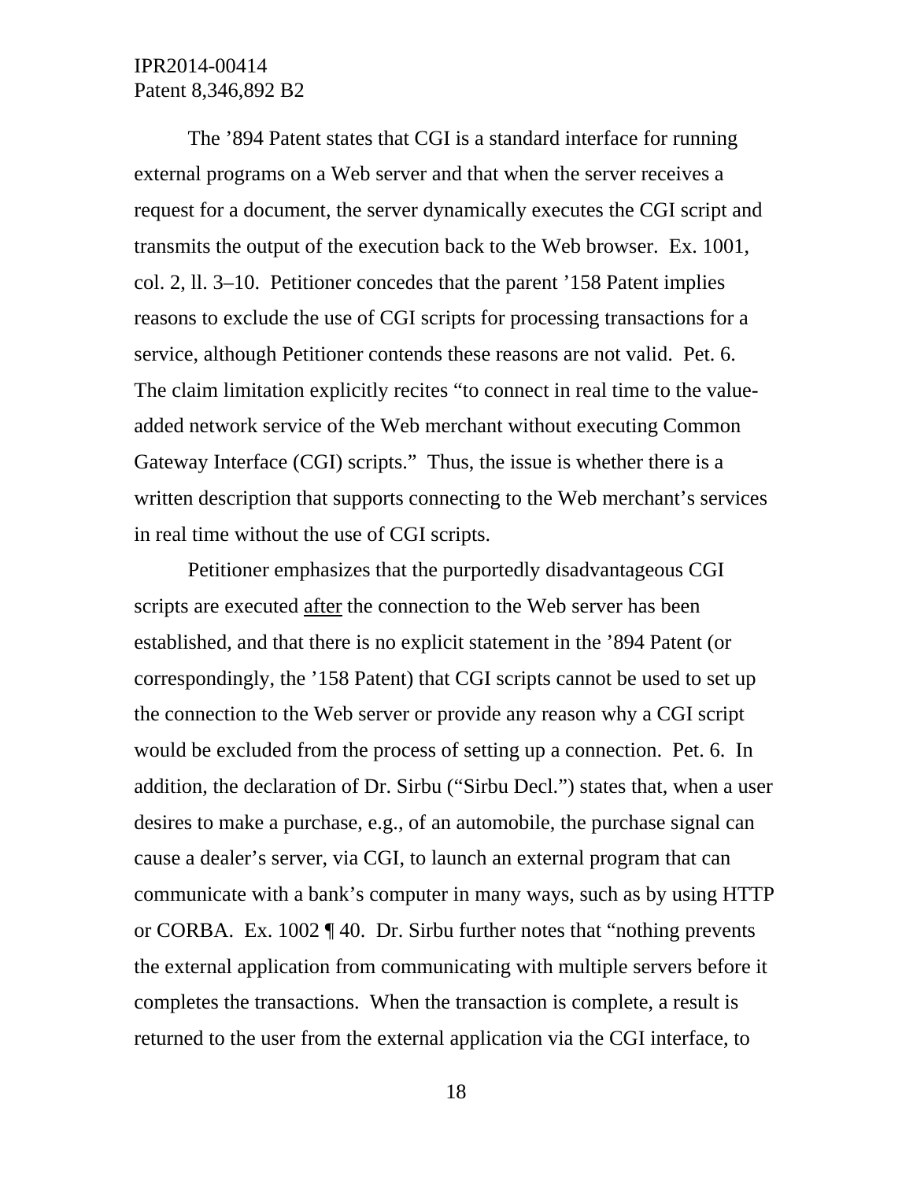The ’894 Patent states that CGI is a standard interface for running external programs on a Web server and that when the server receives a request for a document, the server dynamically executes the CGI script and transmits the output of the execution back to the Web browser. Ex. 1001, col. 2, ll. 3–10. Petitioner concedes that the parent ’158 Patent implies reasons to exclude the use of CGI scripts for processing transactions for a service, although Petitioner contends these reasons are not valid. Pet. 6. The claim limitation explicitly recites “to connect in real time to the value-added network service of the Web merchant without executing Common Gateway Interface (CGI) scripts.” Thus, the issue is whether there is a written description that supports connecting to the Web merchant’s services in real time without the use of CGI scripts.

Petitioner emphasizes that the purportedly disadvantageous CGI scripts are executed <u>after</u> the connection to the Web server has been established, and that there is no explicit statement in the ’894 Patent (or correspondingly, the ’158 Patent) that CGI scripts cannot be used to set up the connection to the Web server or provide any reason why a CGI script would be excluded from the process of setting up a connection. Pet. 6. In addition, the declaration of Dr. Sirbu (“Sirbu Decl.”) states that, when a user desires to make a purchase, e.g., of an automobile, the purchase signal can cause a dealer’s server, via CGI, to launch an external program that can communicate with a bank’s computer in many ways, such as by using HTTP or CORBA. Ex. 1002 ¶ 40. Dr. Sirbu further notes that “nothing prevents the external application from communicating with multiple servers before it completes the transactions. When the transaction is complete, a result is returned to the user from the external application via the CGI interface, to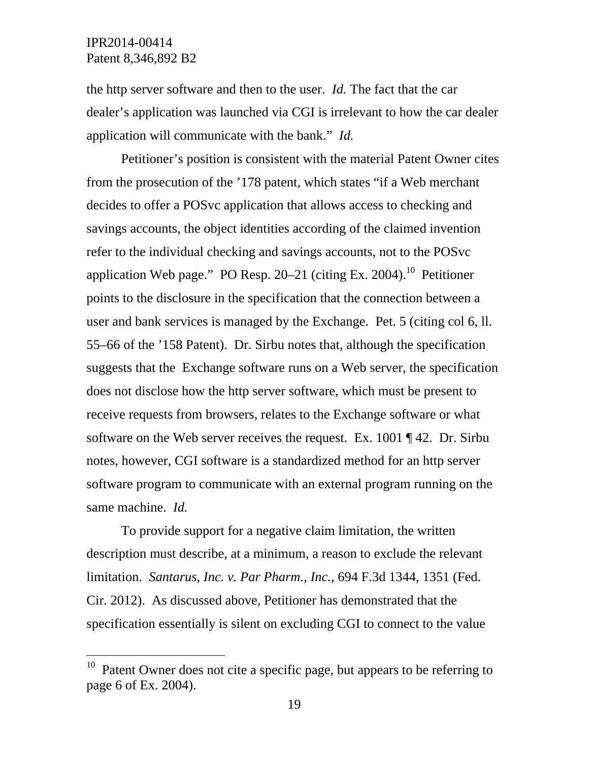the http server software and then to the user. *Id.* The fact that the car dealer's application was launched via CGI is irrelevant to how the car dealer application will communicate with the bank." *Id.*

Petitioner's position is consistent with the material Patent Owner cites from the prosecution of the '178 patent, which states "if a Web merchant decides to offer a POSvc application that allows access to checking and savings accounts, the object identities according of the claimed invention refer to the individual checking and savings accounts, not to the POSvc application Web page." PO Resp. 20–21 (citing Ex. 2004).[10] Petitioner points to the disclosure in the specification that the connection between a user and bank services is managed by the Exchange. Pet. 5 (citing col 6, ll. 55–66 of the '158 Patent). Dr. Sirbu notes that, although the specification suggests that the Exchange software runs on a Web server, the specification does not disclose how the http server software, which must be present to receive requests from browsers, relates to the Exchange software or what software on the Web server receives the request. Ex. 1001 ¶ 42. Dr. Sirbu notes, however, CGI software is a standardized method for an http server software program to communicate with an external program running on the same machine. *Id.*

To provide support for a negative claim limitation, the written description must describe, at a minimum, a reason to exclude the relevant limitation. *Santarus, Inc. v. Par Pharm., Inc.*, 694 F.3d 1344, 1351 (Fed. Cir. 2012). As discussed above, Petitioner has demonstrated that the specification essentially is silent on excluding CGI to connect to the value

---

[10] Patent Owner does not cite a specific page, but appears to be referring to page 6 of Ex. 2004).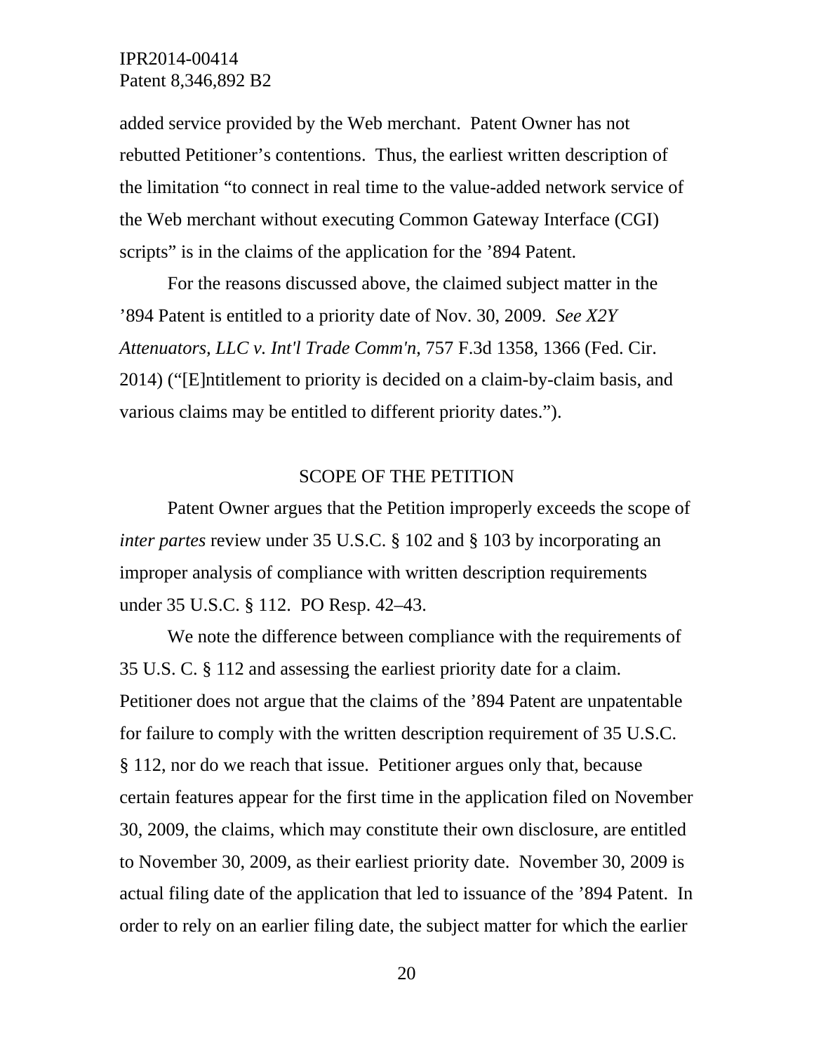added service provided by the Web merchant. Patent Owner has not rebutted Petitioner's contentions. Thus, the earliest written description of the limitation "to connect in real time to the value-added network service of the Web merchant without executing Common Gateway Interface (CGI) scripts" is in the claims of the application for the '894 Patent.

For the reasons discussed above, the claimed subject matter in the '894 Patent is entitled to a priority date of Nov. 30, 2009. *See X2Y Attenuators, LLC v. Int'l Trade Comm'n,* 757 F.3d 1358, 1366 (Fed. Cir. 2014) ("[E]ntitlement to priority is decided on a claim-by-claim basis, and various claims may be entitled to different priority dates.").

## SCOPE OF THE PETITION

Patent Owner argues that the Petition improperly exceeds the scope of *inter partes* review under 35 U.S.C. § 102 and § 103 by incorporating an improper analysis of compliance with written description requirements under 35 U.S.C. § 112. PO Resp. 42–43.

We note the difference between compliance with the requirements of 35 U.S. C. § 112 and assessing the earliest priority date for a claim. Petitioner does not argue that the claims of the '894 Patent are unpatentable for failure to comply with the written description requirement of 35 U.S.C. § 112, nor do we reach that issue. Petitioner argues only that, because certain features appear for the first time in the application filed on November 30, 2009, the claims, which may constitute their own disclosure, are entitled to November 30, 2009, as their earliest priority date. November 30, 2009 is actual filing date of the application that led to issuance of the '894 Patent. In order to rely on an earlier filing date, the subject matter for which the earlier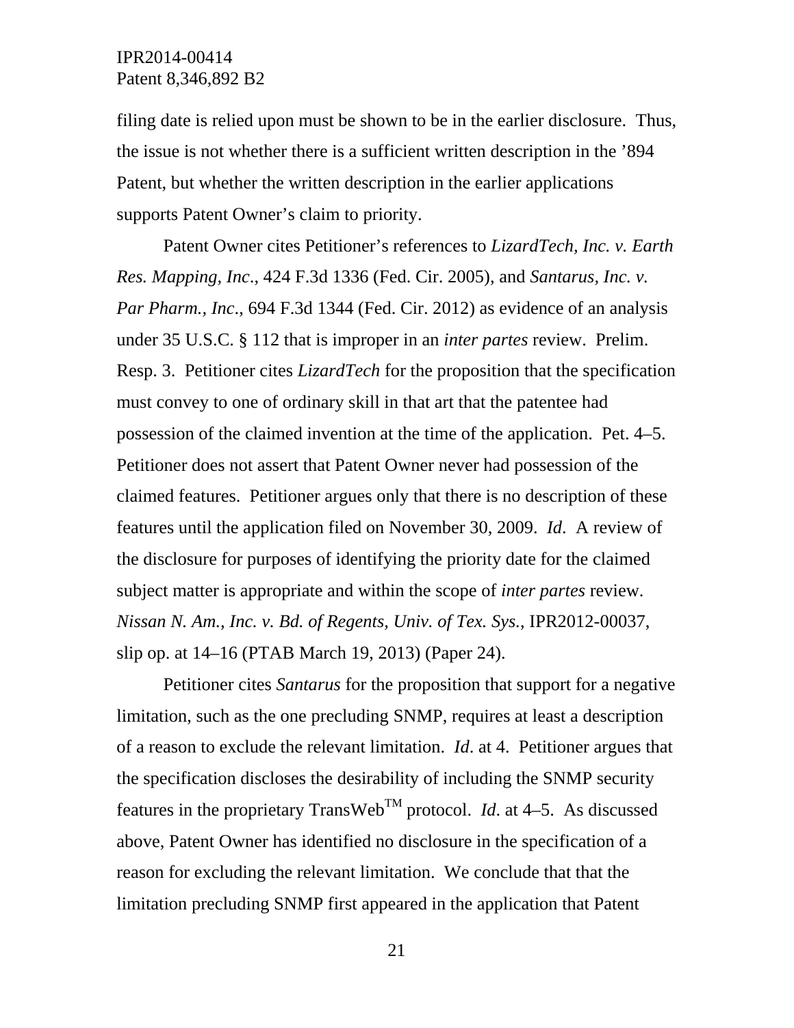filing date is relied upon must be shown to be in the earlier disclosure. Thus, the issue is not whether there is a sufficient written description in the ’894 Patent, but whether the written description in the earlier applications supports Patent Owner’s claim to priority.

Patent Owner cites Petitioner’s references to *LizardTech, Inc. v. Earth Res. Mapping, Inc.*, 424 F.3d 1336 (Fed. Cir. 2005), and *Santarus, Inc. v. Par Pharm., Inc.*, 694 F.3d 1344 (Fed. Cir. 2012) as evidence of an analysis under 35 U.S.C. § 112 that is improper in an *inter partes* review. Prelim. Resp. 3. Petitioner cites *LizardTech* for the proposition that the specification must convey to one of ordinary skill in that art that the patentee had possession of the claimed invention at the time of the application. Pet. 4–5. Petitioner does not assert that Patent Owner never had possession of the claimed features. Petitioner argues only that there is no description of these features until the application filed on November 30, 2009. *Id*. A review of the disclosure for purposes of identifying the priority date for the claimed subject matter is appropriate and within the scope of *inter partes* review. *Nissan N. Am., Inc. v. Bd. of Regents, Univ. of Tex. Sys.*, IPR2012-00037, slip op. at 14–16 (PTAB March 19, 2013) (Paper 24).

Petitioner cites *Santarus* for the proposition that support for a negative limitation, such as the one precluding SNMP, requires at least a description of a reason to exclude the relevant limitation. *Id*. at 4. Petitioner argues that the specification discloses the desirability of including the SNMP security features in the proprietary TransWeb™ protocol. *Id*. at 4–5. As discussed above, Patent Owner has identified no disclosure in the specification of a reason for excluding the relevant limitation. We conclude that that the limitation precluding SNMP first appeared in the application that Patent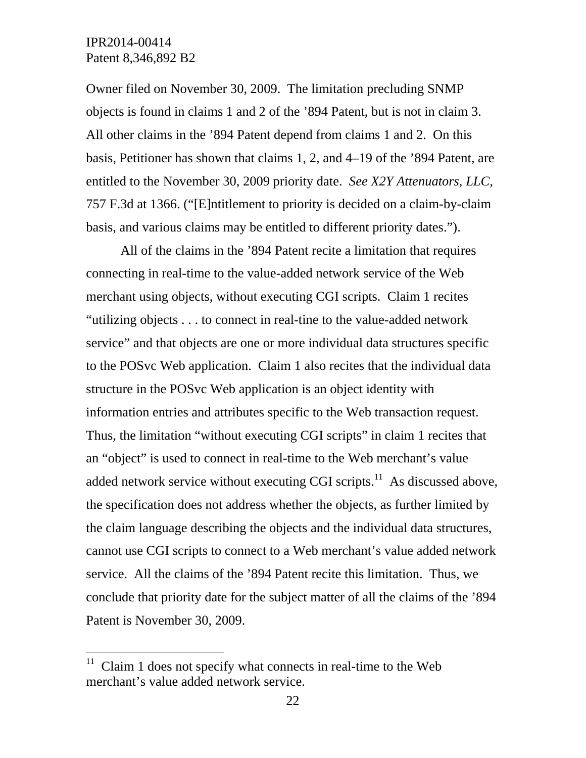Owner filed on November 30, 2009. The limitation precluding SNMP objects is found in claims 1 and 2 of the ’894 Patent, but is not in claim 3. All other claims in the ’894 Patent depend from claims 1 and 2. On this basis, Petitioner has shown that claims 1, 2, and 4–19 of the ’894 Patent, are entitled to the November 30, 2009 priority date. *See X2Y Attenuators, LLC,* 757 F.3d at 1366. (“[E]ntitlement to priority is decided on a claim-by-claim basis, and various claims may be entitled to different priority dates.”).

All of the claims in the ’894 Patent recite a limitation that requires connecting in real-time to the value-added network service of the Web merchant using objects, without executing CGI scripts. Claim 1 recites “utilizing objects . . . to connect in real-tine to the value-added network service” and that objects are one or more individual data structures specific to the POSvc Web application. Claim 1 also recites that the individual data structure in the POSvc Web application is an object identity with information entries and attributes specific to the Web transaction request. Thus, the limitation “without executing CGI scripts” in claim 1 recites that an “object” is used to connect in real-time to the Web merchant’s value added network service without executing CGI scripts.[11] As discussed above, the specification does not address whether the objects, as further limited by the claim language describing the objects and the individual data structures, cannot use CGI scripts to connect to a Web merchant’s value added network service. All the claims of the ’894 Patent recite this limitation. Thus, we conclude that priority date for the subject matter of all the claims of the ’894 Patent is November 30, 2009.

---

[11] Claim 1 does not specify what connects in real-time to the Web merchant’s value added network service.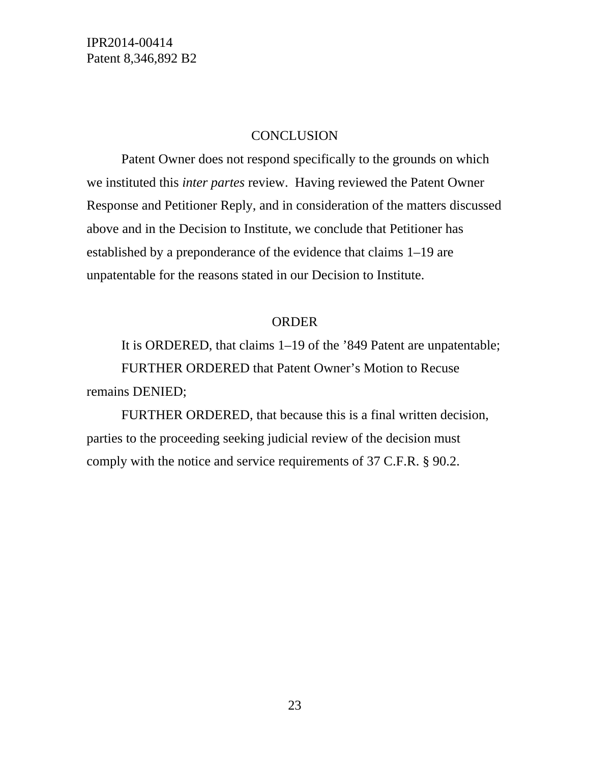## CONCLUSION

Patent Owner does not respond specifically to the grounds on which we instituted this *inter partes* review. Having reviewed the Patent Owner Response and Petitioner Reply, and in consideration of the matters discussed above and in the Decision to Institute, we conclude that Petitioner has established by a preponderance of the evidence that claims 1–19 are unpatentable for the reasons stated in our Decision to Institute.

## ORDER

It is ORDERED, that claims 1–19 of the ’849 Patent are unpatentable;

FURTHER ORDERED that Patent Owner’s Motion to Recuse remains DENIED;

FURTHER ORDERED, that because this is a final written decision, parties to the proceeding seeking judicial review of the decision must comply with the notice and service requirements of 37 C.F.R. § 90.2.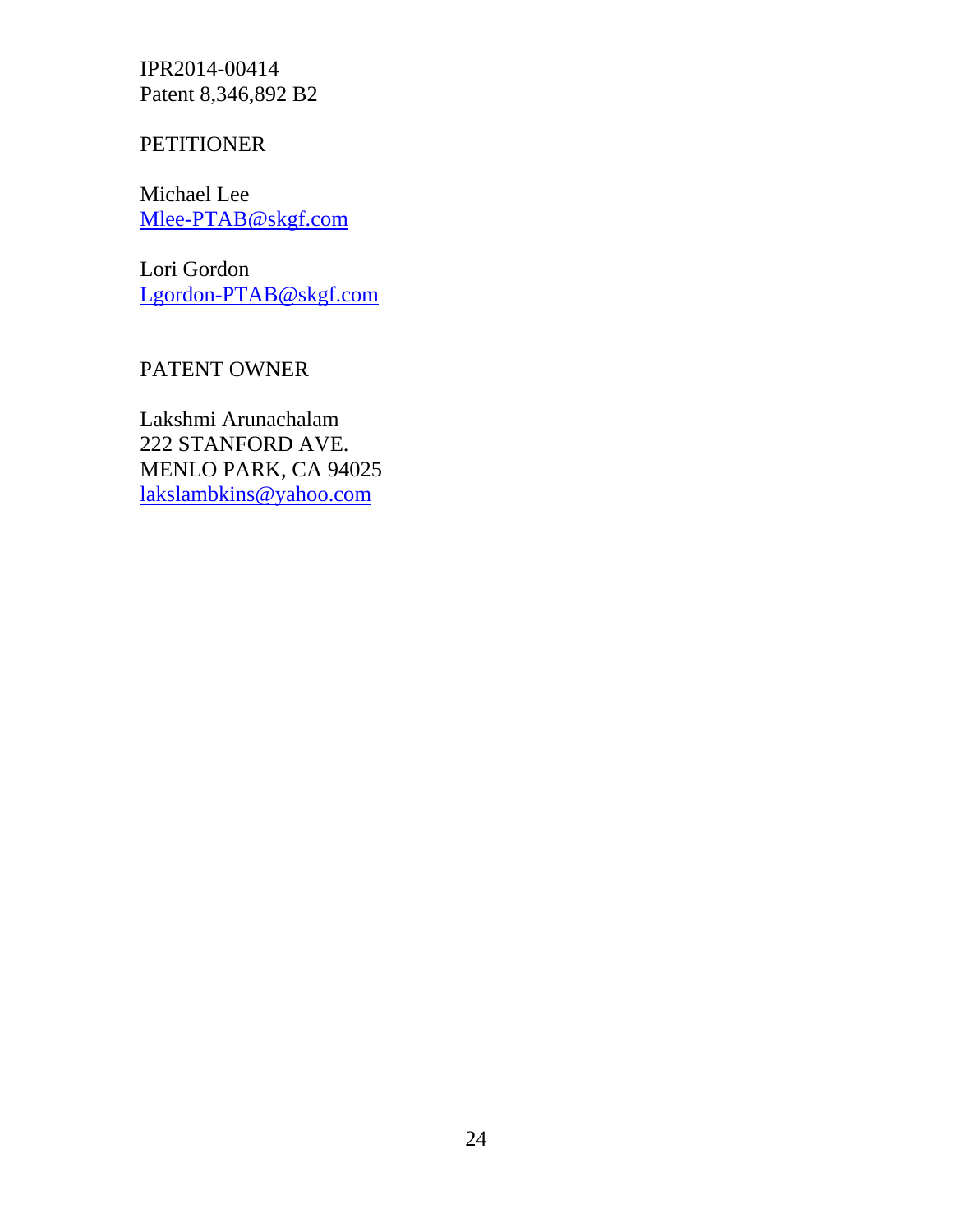IPR2014-00414
Patent 8,346,892 B2

PETITIONER

Michael Lee
Mlee-PTAB@skgf.com

Lori Gordon
Lgordon-PTAB@skgf.com

PATENT OWNER

Lakshmi Arunachalam
222 STANFORD AVE.
MENLO PARK, CA 94025
lakslambkins@yahoo.com